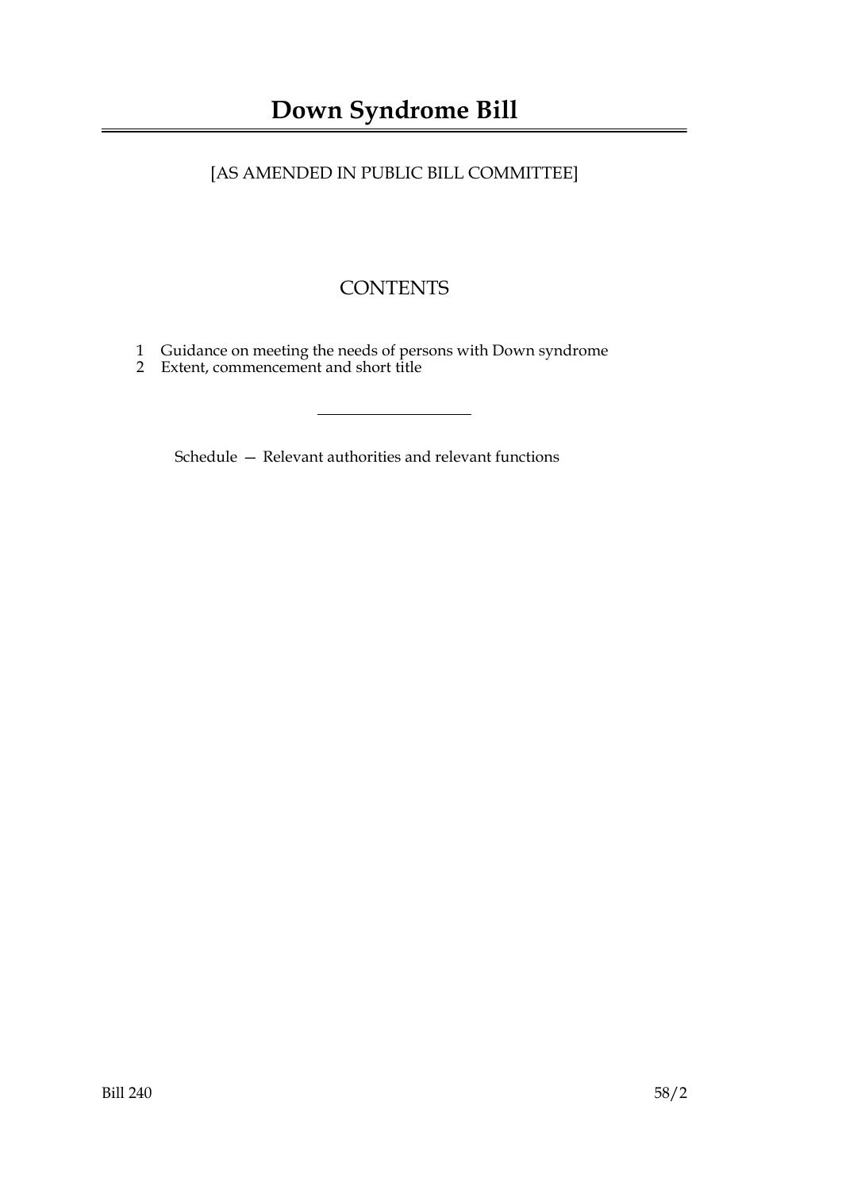# Down Syndrome Bill

[AS AMENDED IN PUBLIC BILL COMMITTEE]

## CONTENTS

1 Guidance on meeting the needs of persons with Down syndrome
2 Extent, commencement and short title

---

Schedule — Relevant authorities and relevant functions

Bill 240 58/2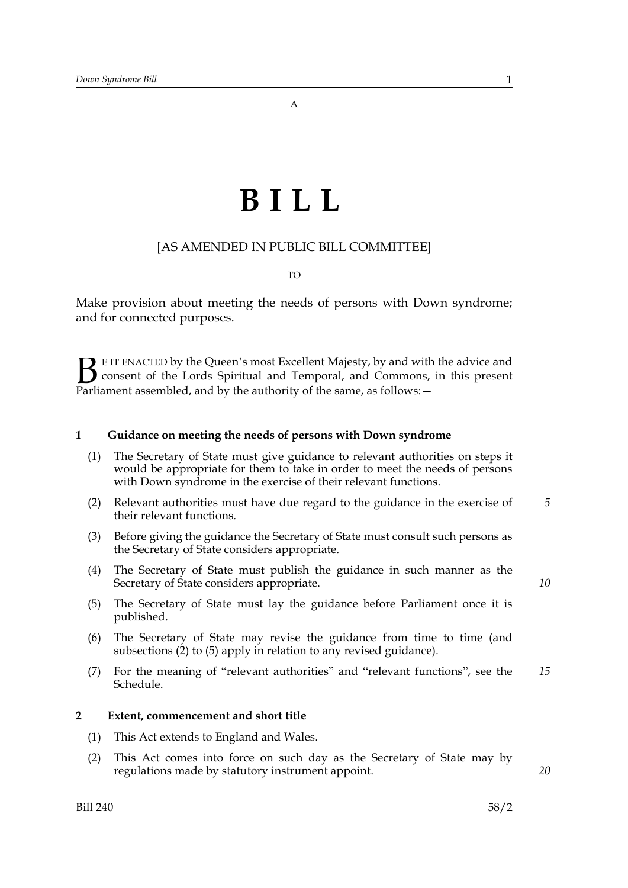A

# BILL

[AS AMENDED IN PUBLIC BILL COMMITTEE]

TO

Make provision about meeting the needs of persons with Down syndrome; and for connected purposes.

BE IT ENACTED by the Queen's most Excellent Majesty, by and with the advice and consent of the Lords Spiritual and Temporal, and Commons, in this present Parliament assembled, and by the authority of the same, as follows:—

### 1 Guidance on meeting the needs of persons with Down syndrome

(1) The Secretary of State must give guidance to relevant authorities on steps it would be appropriate for them to take in order to meet the needs of persons with Down syndrome in the exercise of their relevant functions.

(2) Relevant authorities must have due regard to the guidance in the exercise of their relevant functions.

(3) Before giving the guidance the Secretary of State must consult such persons as the Secretary of State considers appropriate.

(4) The Secretary of State must publish the guidance in such manner as the Secretary of State considers appropriate.

(5) The Secretary of State must lay the guidance before Parliament once it is published.

(6) The Secretary of State may revise the guidance from time to time (and subsections (2) to (5) apply in relation to any revised guidance).

(7) For the meaning of "relevant authorities" and "relevant functions", see the Schedule.

### 2 Extent, commencement and short title

(1) This Act extends to England and Wales.

(2) This Act comes into force on such day as the Secretary of State may by regulations made by statutory instrument appoint.

Bill 240 58/2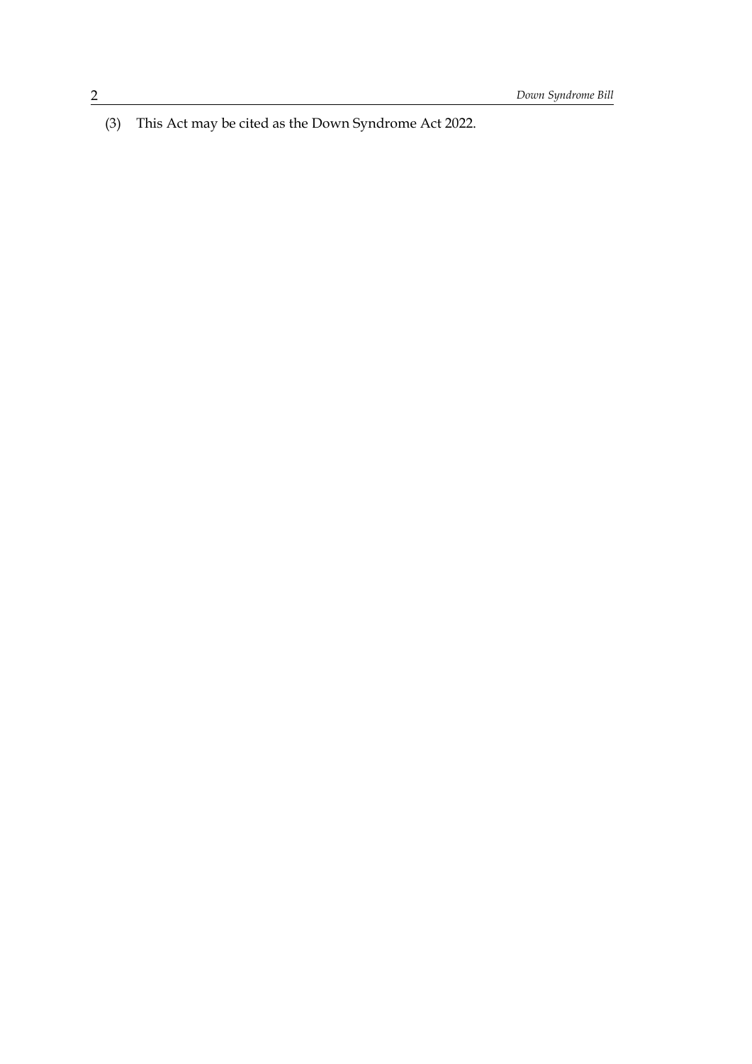(3) This Act may be cited as the Down Syndrome Act 2022.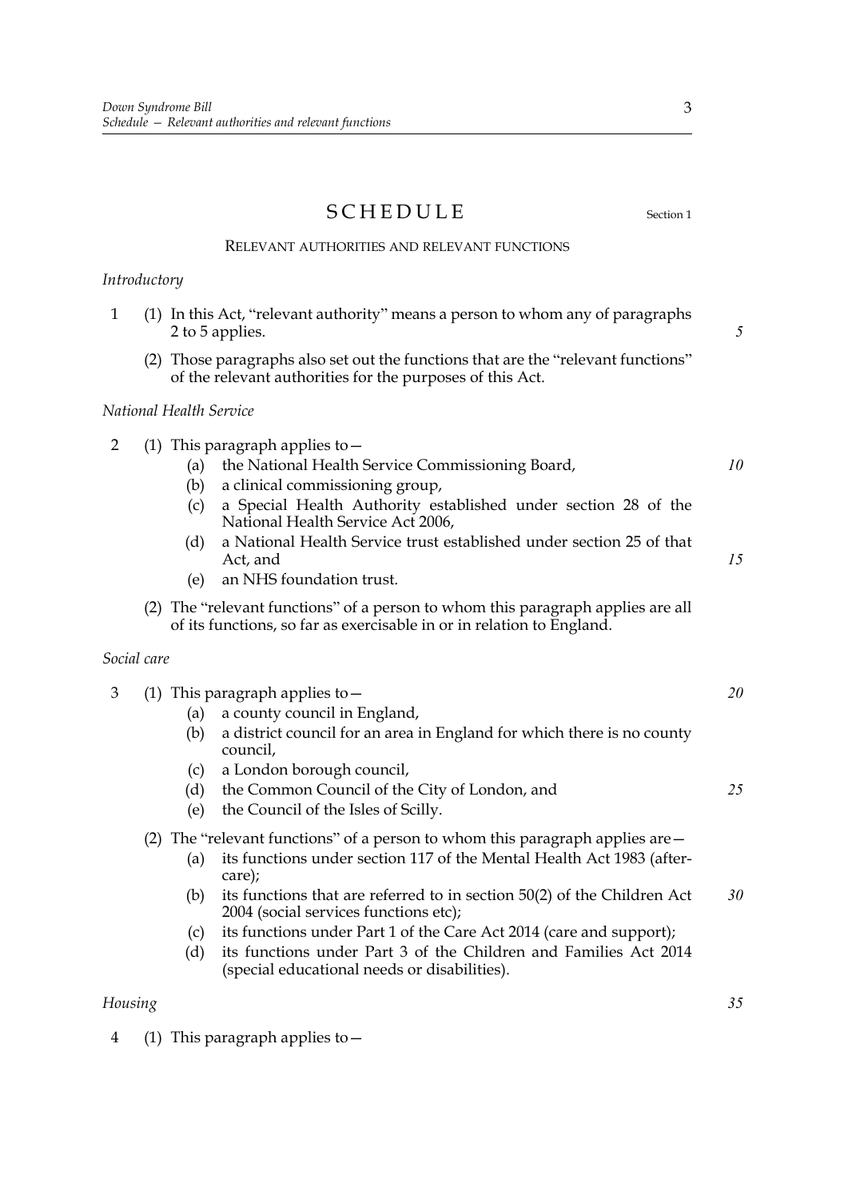# SCHEDULE

Section 1

## RELEVANT AUTHORITIES AND RELEVANT FUNCTIONS

*Introductory*

1 (1) In this Act, "relevant authority" means a person to whom any of paragraphs 2 to 5 applies.

(2) Those paragraphs also set out the functions that are the "relevant functions" of the relevant authorities for the purposes of this Act.

*National Health Service*

2 (1) This paragraph applies to—

(a) the National Health Service Commissioning Board,

(b) a clinical commissioning group,

(c) a Special Health Authority established under section 28 of the National Health Service Act 2006,

(d) a National Health Service trust established under section 25 of that Act, and

(e) an NHS foundation trust.

(2) The "relevant functions" of a person to whom this paragraph applies are all of its functions, so far as exercisable in or in relation to England.

*Social care*

3 (1) This paragraph applies to—

(a) a county council in England,

(b) a district council for an area in England for which there is no county council,

(c) a London borough council,

(d) the Common Council of the City of London, and

(e) the Council of the Isles of Scilly.

(2) The "relevant functions" of a person to whom this paragraph applies are—

(a) its functions under section 117 of the Mental Health Act 1983 (after-care);

(b) its functions that are referred to in section 50(2) of the Children Act 2004 (social services functions etc);

(c) its functions under Part 1 of the Care Act 2014 (care and support);

(d) its functions under Part 3 of the Children and Families Act 2014 (special educational needs or disabilities).

*Housing*

4 (1) This paragraph applies to—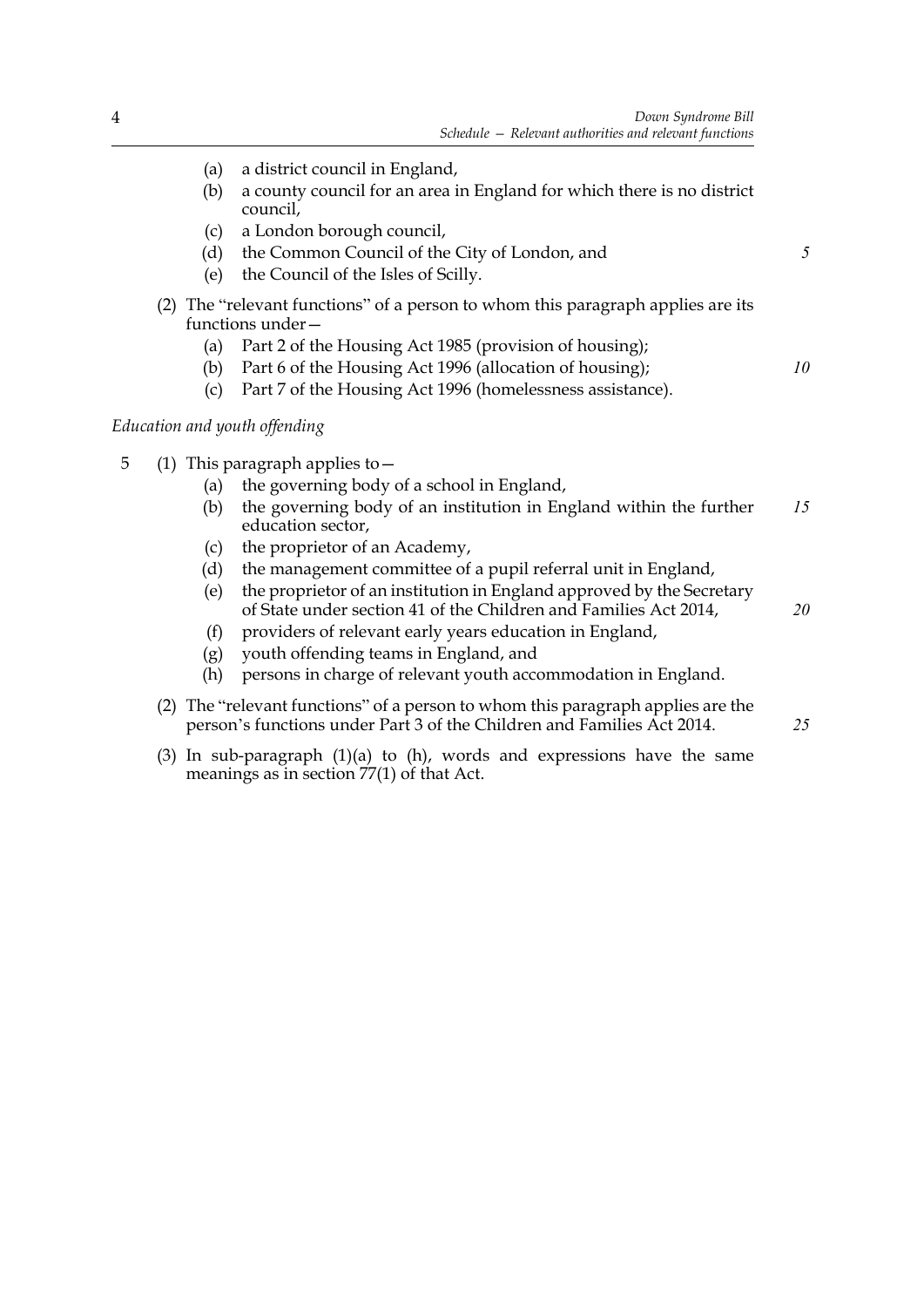(a) a district council in England,

(b) a county council for an area in England for which there is no district council,

(c) a London borough council,

(d) the Common Council of the City of London, and

(e) the Council of the Isles of Scilly.

(2) The "relevant functions" of a person to whom this paragraph applies are its functions under—

(a) Part 2 of the Housing Act 1985 (provision of housing);

(b) Part 6 of the Housing Act 1996 (allocation of housing);

(c) Part 7 of the Housing Act 1996 (homelessness assistance).

*Education and youth offending*

5 (1) This paragraph applies to—

(a) the governing body of a school in England,

(b) the governing body of an institution in England within the further education sector,

(c) the proprietor of an Academy,

(d) the management committee of a pupil referral unit in England,

(e) the proprietor of an institution in England approved by the Secretary of State under section 41 of the Children and Families Act 2014,

(f) providers of relevant early years education in England,

(g) youth offending teams in England, and

(h) persons in charge of relevant youth accommodation in England.

(2) The "relevant functions" of a person to whom this paragraph applies are the person's functions under Part 3 of the Children and Families Act 2014.

(3) In sub-paragraph (1)(a) to (h), words and expressions have the same meanings as in section 77(1) of that Act.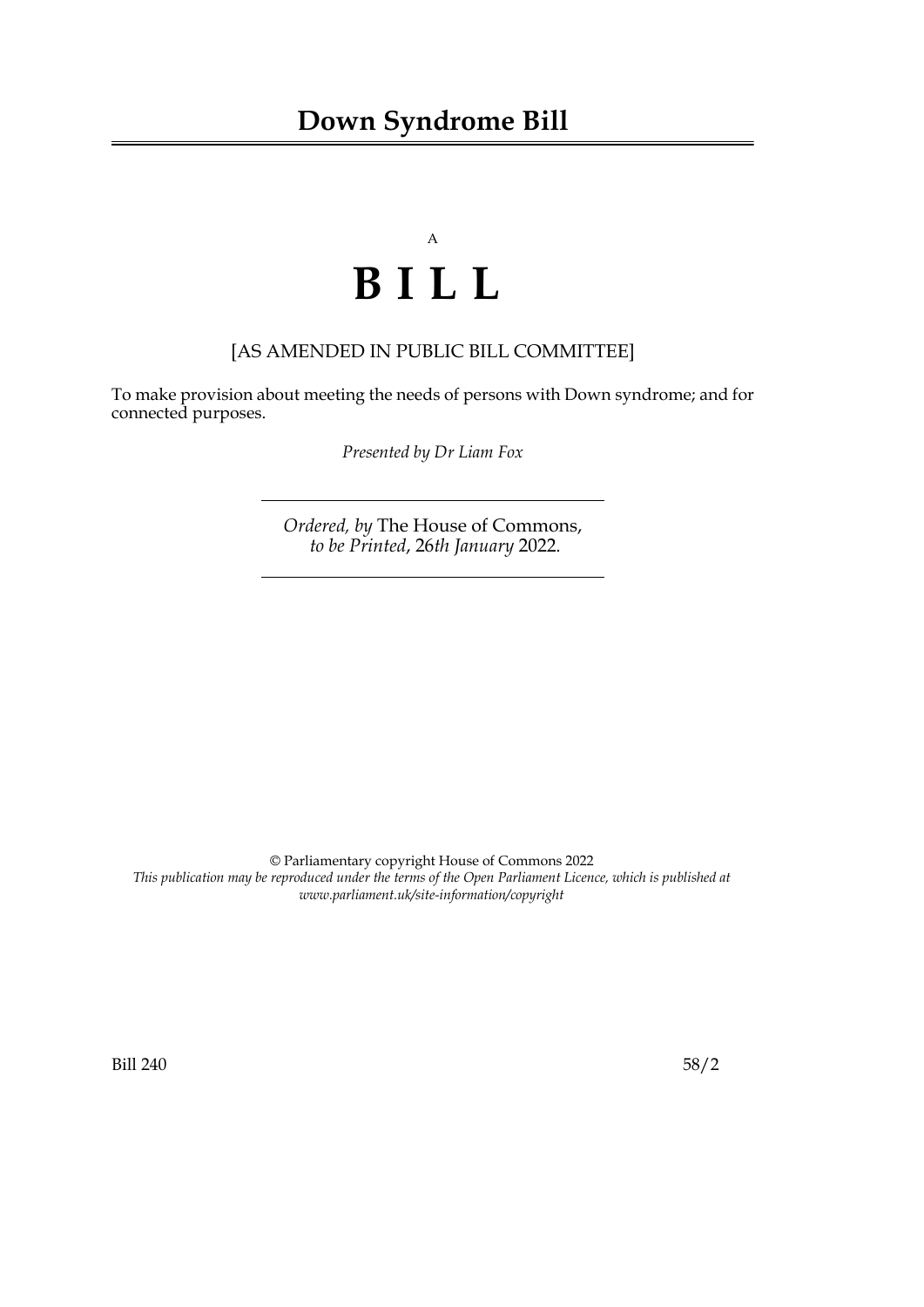# Down Syndrome Bill

A

# B I L L

[AS AMENDED IN PUBLIC BILL COMMITTEE]

To make provision about meeting the needs of persons with Down syndrome; and for connected purposes.

*Presented by Dr Liam Fox*

---

*Ordered, by* The House of Commons, *to be Printed*, 26*th January* 2022.

---

© Parliamentary copyright House of Commons 2022
*This publication may be reproduced under the terms of the Open Parliament Licence, which is published at www.parliament.uk/site-information/copyright*

Bill 240 58/2